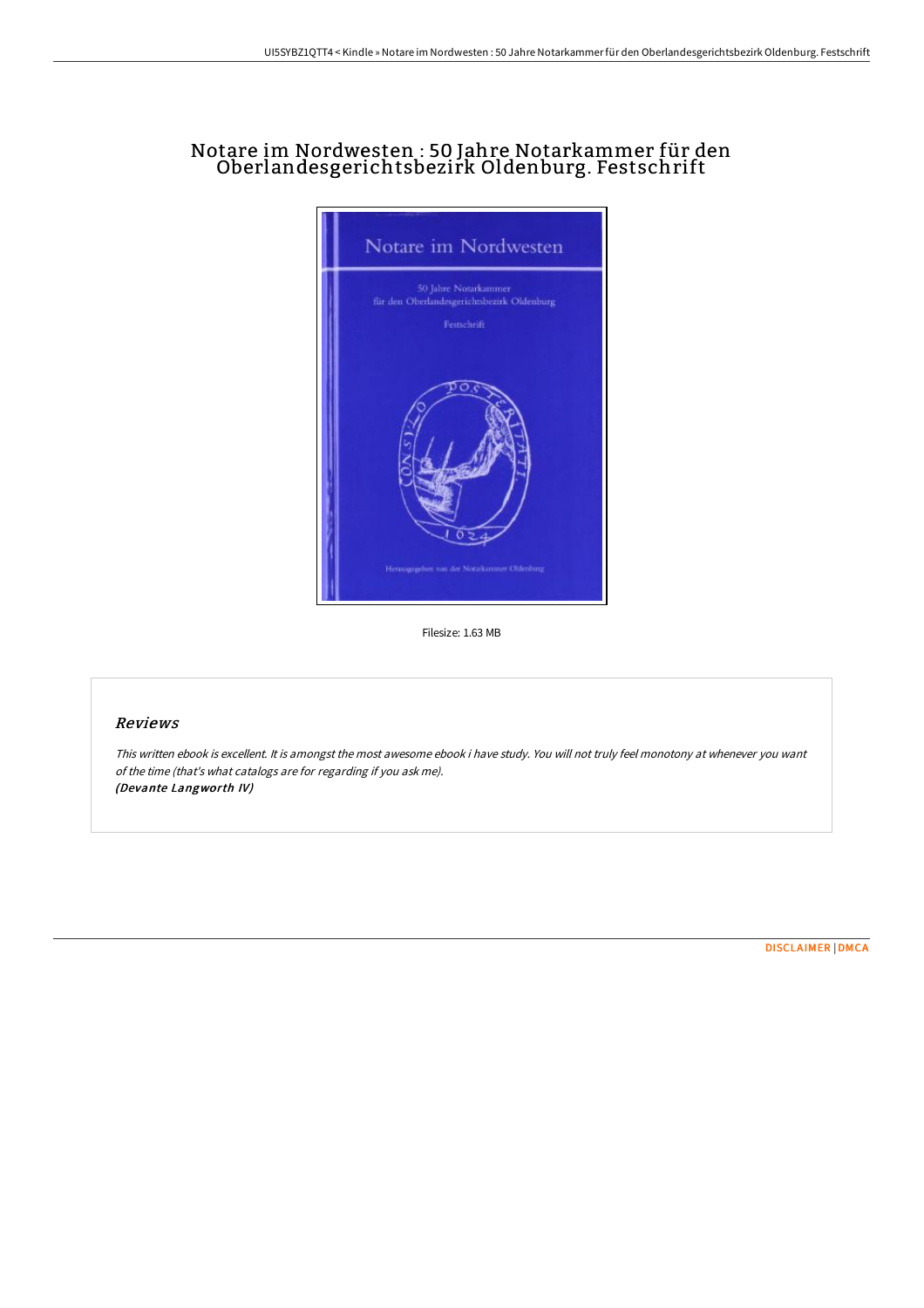# Notare im Nordwesten : 50 Jahre Notarkammer für den Oberlandesgerichtsbezirk Oldenburg. Festschrift

Filesize: 1.63 MB

## Reviews

*This written ebook is excellent. It is amongst the most awesome ebook i have study. You will not truly feel monotony at whenever you want of the time (that's what catalogs are for regarding if you ask me).*
***(Devante Langworth IV)***

[DISCLAIMER](#) | [DMCA](#)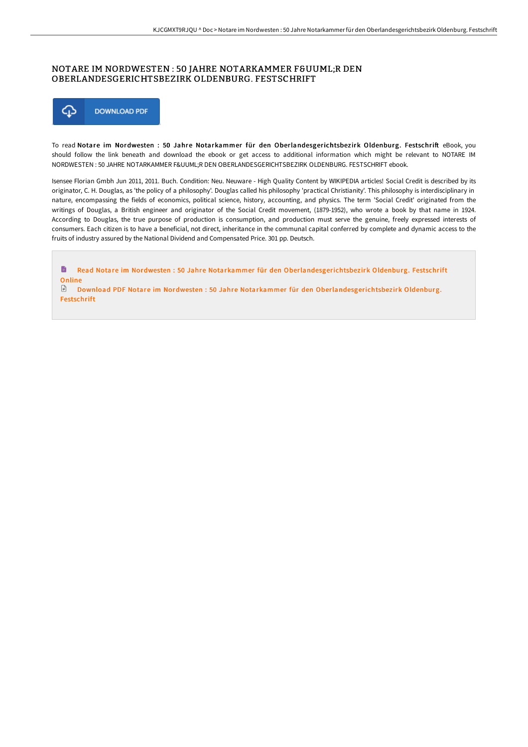# NOTARE IM NORDWESTEN : 50 JAHRE NOTARKAMMER F&UUML;R DEN OBERLANDESGERICHTSBEZIRK OLDENBURG. FESTSCHRIFT

DOWNLOAD PDF

To read **Notare im Nordwesten : 50 Jahre Notarkammer für den Oberlandesgerichtsbezirk Oldenburg. Festschrift** eBook, you should follow the link beneath and download the ebook or get access to additional information which might be relevant to NOTARE IM NORDWESTEN : 50 JAHRE NOTARKAMMER F&UUML;R DEN OBERLANDESGERICHTSBEZIRK OLDENBURG. FESTSCHRIFT ebook.

Isensee Florian Gmbh Jun 2011, 2011. Buch. Condition: Neu. Neuware - High Quality Content by WIKIPEDIA articles! Social Credit is described by its originator, C. H. Douglas, as 'the policy of a philosophy'. Douglas called his philosophy 'practical Christianity'. This philosophy is interdisciplinary in nature, encompassing the fields of economics, political science, history, accounting, and physics. The term 'Social Credit' originated from the writings of Douglas, a British engineer and originator of the Social Credit movement, (1879-1952), who wrote a book by that name in 1924. According to Douglas, the true purpose of production is consumption, and production must serve the genuine, freely expressed interests of consumers. Each citizen is to have a beneficial, not direct, inheritance in the communal capital conferred by complete and dynamic access to the fruits of industry assured by the National Dividend and Compensated Price. 301 pp. Deutsch.

Read Notare im Nordwesten : 50 Jahre Notarkammer für den Oberlandesgerichtsbezirk Oldenburg. Festschrift Online

Download PDF Notare im Nordwesten : 50 Jahre Notarkammer für den Oberlandesgerichtsbezirk Oldenburg. Festschrift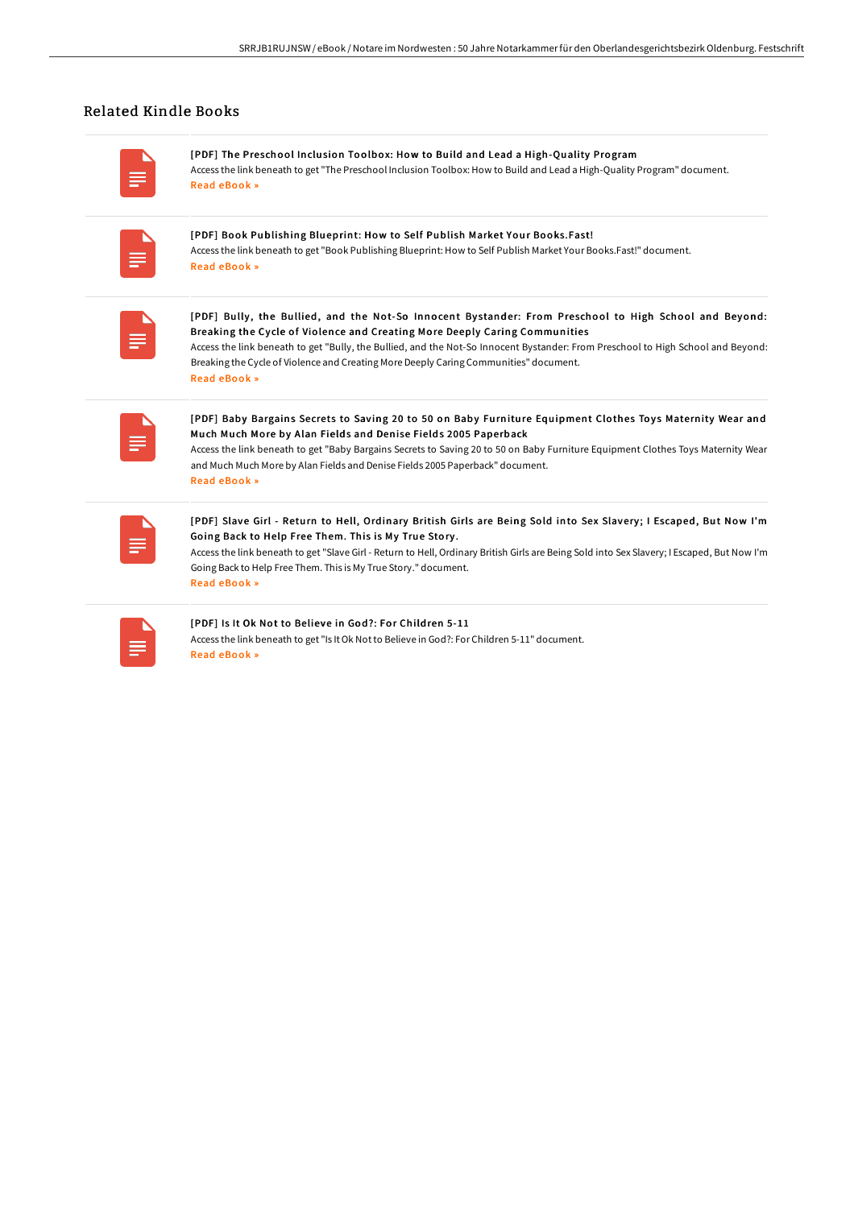## Related Kindle Books

**[PDF] The Preschool Inclusion Toolbox: How to Build and Lead a High-Quality Program**
Access the link beneath to get "The Preschool Inclusion Toolbox: How to Build and Lead a High-Quality Program" document.
Read eBook »

**[PDF] Book Publishing Blueprint: How to Self Publish Market Your Books.Fast!**
Access the link beneath to get "Book Publishing Blueprint: How to Self Publish Market Your Books.Fast!" document.
Read eBook »

**[PDF] Bully, the Bullied, and the Not-So Innocent Bystander: From Preschool to High School and Beyond: Breaking the Cycle of Violence and Creating More Deeply Caring Communities**
Access the link beneath to get "Bully, the Bullied, and the Not-So Innocent Bystander: From Preschool to High School and Beyond: Breaking the Cycle of Violence and Creating More Deeply Caring Communities" document.
Read eBook »

**[PDF] Baby Bargains Secrets to Saving 20 to 50 on Baby Furniture Equipment Clothes Toys Maternity Wear and Much Much More by Alan Fields and Denise Fields 2005 Paperback**
Access the link beneath to get "Baby Bargains Secrets to Saving 20 to 50 on Baby Furniture Equipment Clothes Toys Maternity Wear and Much Much More by Alan Fields and Denise Fields 2005 Paperback" document.
Read eBook »

**[PDF] Slave Girl - Return to Hell, Ordinary British Girls are Being Sold into Sex Slavery; I Escaped, But Now I'm Going Back to Help Free Them. This is My True Story.**
Access the link beneath to get "Slave Girl - Return to Hell, Ordinary British Girls are Being Sold into Sex Slavery; I Escaped, But Now I'm Going Back to Help Free Them. This is My True Story." document.
Read eBook »

**[PDF] Is It Ok Not to Believe in God?: For Children 5-11**
Access the link beneath to get "Is It Ok Not to Believe in God?: For Children 5-11" document.
Read eBook »